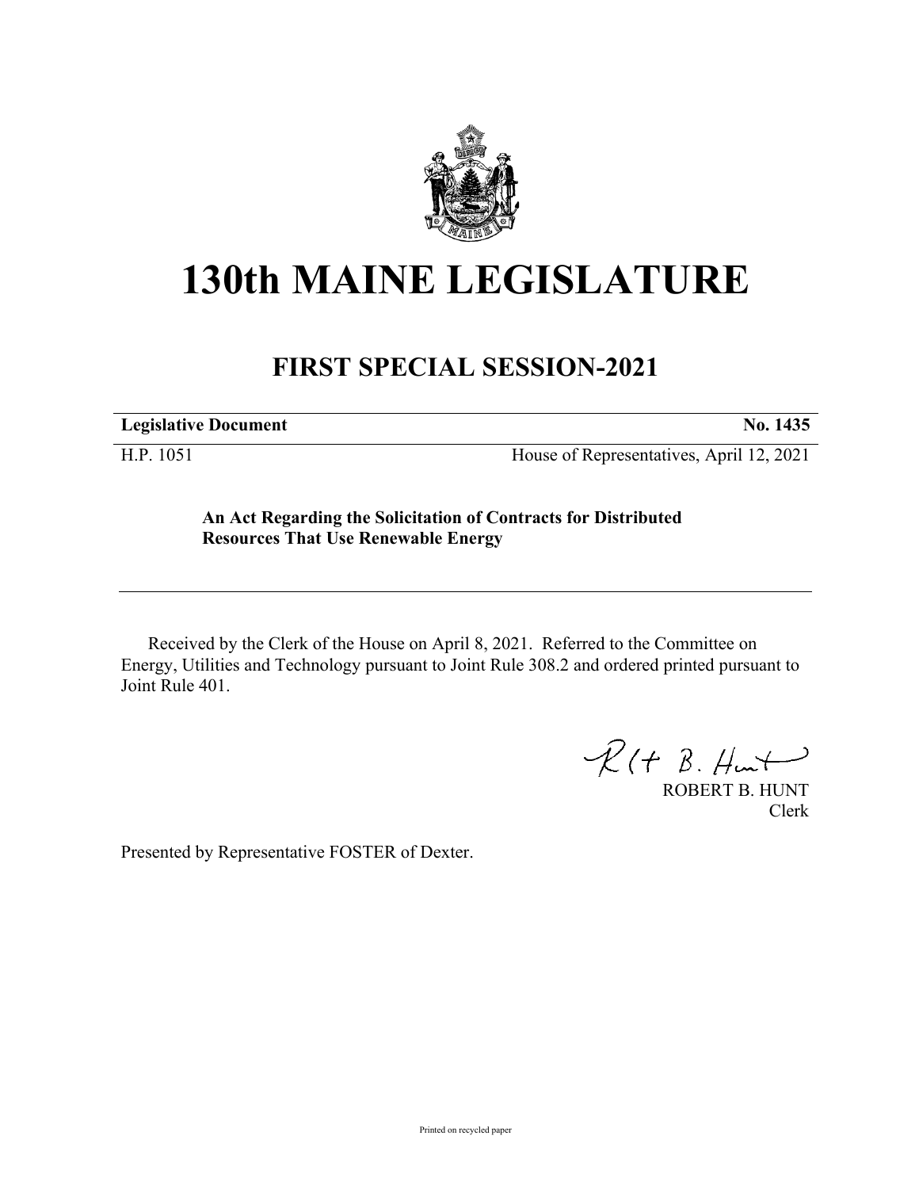# 130th MAINE LEGISLATURE

## FIRST SPECIAL SESSION-2021

| **Legislative Document** | **No. 1435** |
| --- | --- |
| H.P. 1051 | House of Representatives, April 12, 2021 |

**An Act Regarding the Solicitation of Contracts for Distributed Resources That Use Renewable Energy**

Received by the Clerk of the House on April 8, 2021. Referred to the Committee on Energy, Utilities and Technology pursuant to Joint Rule 308.2 and ordered printed pursuant to Joint Rule 401.

ROBERT B. HUNT
Clerk

Presented by Representative FOSTER of Dexter.

Printed on recycled paper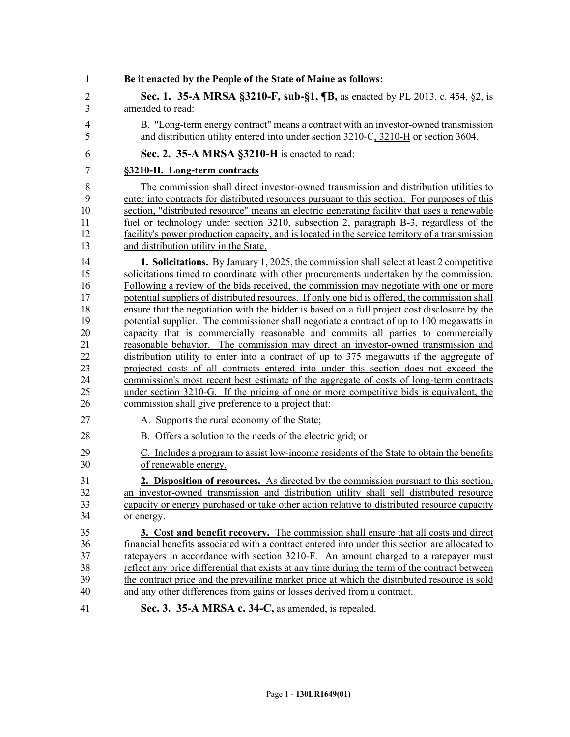**Be it enacted by the People of the State of Maine as follows:**

**Sec. 1. 35-A MRSA §3210-F, sub-§1, ¶B,** as enacted by PL 2013, c. 454, §2, is amended to read:

B. "Long-term energy contract" means a contract with an investor-owned transmission and distribution utility entered into under section 3210-C, 3210-H or ~~section~~ 3604.

**Sec. 2. 35-A MRSA §3210-H** is enacted to read:

**§3210-H. Long-term contracts**

The commission shall direct investor-owned transmission and distribution utilities to enter into contracts for distributed resources pursuant to this section. For purposes of this section, "distributed resource" means an electric generating facility that uses a renewable fuel or technology under section 3210, subsection 2, paragraph B-3, regardless of the facility's power production capacity, and is located in the service territory of a transmission and distribution utility in the State.

**1. Solicitations.** By January 1, 2025, the commission shall select at least 2 competitive solicitations timed to coordinate with other procurements undertaken by the commission. Following a review of the bids received, the commission may negotiate with one or more potential suppliers of distributed resources. If only one bid is offered, the commission shall ensure that the negotiation with the bidder is based on a full project cost disclosure by the potential supplier. The commissioner shall negotiate a contract of up to 100 megawatts in capacity that is commercially reasonable and commits all parties to commercially reasonable behavior. The commission may direct an investor-owned transmission and distribution utility to enter into a contract of up to 375 megawatts if the aggregate of projected costs of all contracts entered into under this section does not exceed the commission's most recent best estimate of the aggregate of costs of long-term contracts under section 3210-G. If the pricing of one or more competitive bids is equivalent, the commission shall give preference to a project that:

A. Supports the rural economy of the State;

B. Offers a solution to the needs of the electric grid; or

C. Includes a program to assist low-income residents of the State to obtain the benefits of renewable energy.

**2. Disposition of resources.** As directed by the commission pursuant to this section, an investor-owned transmission and distribution utility shall sell distributed resource capacity or energy purchased or take other action relative to distributed resource capacity or energy.

**3. Cost and benefit recovery.** The commission shall ensure that all costs and direct financial benefits associated with a contract entered into under this section are allocated to ratepayers in accordance with section 3210-F. An amount charged to a ratepayer must reflect any price differential that exists at any time during the term of the contract between the contract price and the prevailing market price at which the distributed resource is sold and any other differences from gains or losses derived from a contract.

**Sec. 3. 35-A MRSA c. 34-C,** as amended, is repealed.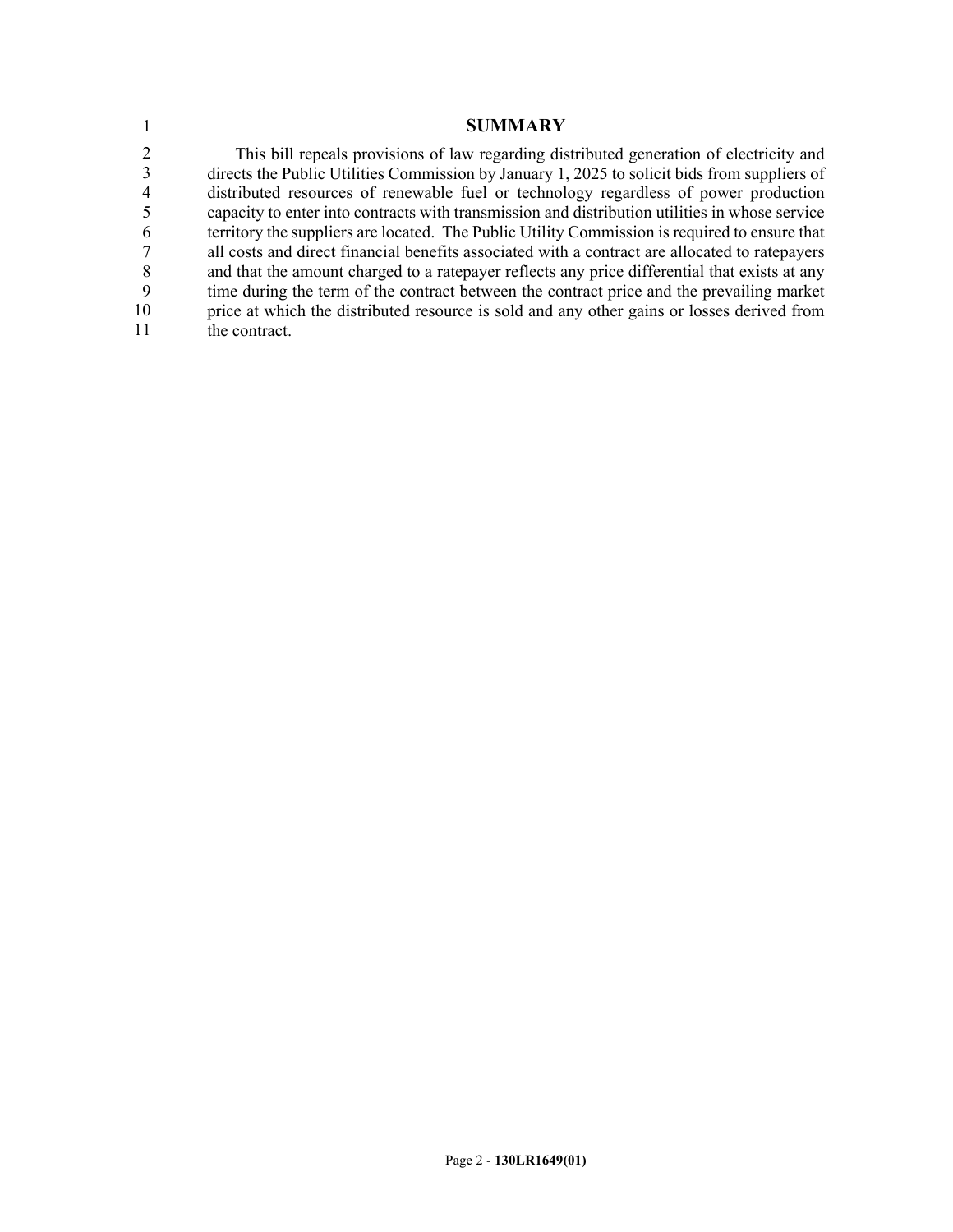## SUMMARY

This bill repeals provisions of law regarding distributed generation of electricity and directs the Public Utilities Commission by January 1, 2025 to solicit bids from suppliers of distributed resources of renewable fuel or technology regardless of power production capacity to enter into contracts with transmission and distribution utilities in whose service territory the suppliers are located. The Public Utility Commission is required to ensure that all costs and direct financial benefits associated with a contract are allocated to ratepayers and that the amount charged to a ratepayer reflects any price differential that exists at any time during the term of the contract between the contract price and the prevailing market price at which the distributed resource is sold and any other gains or losses derived from the contract.